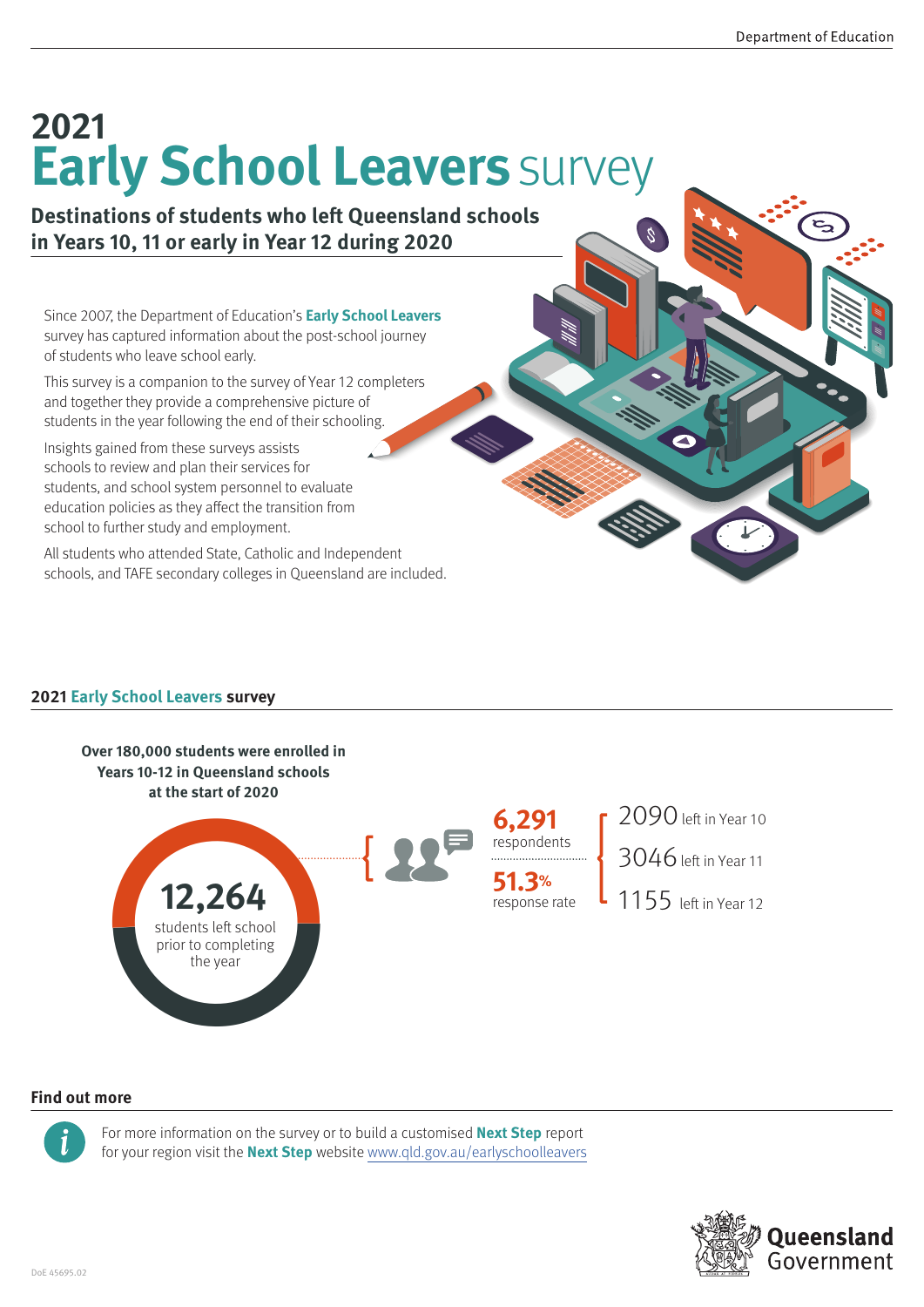# 2021 Early School Leavers survey

## Destinations of students who left Queensland schools in Years 10, 11 or early in Year 12 during 2020

Since 2007, the Department of Education's **Early School Leavers** survey has captured information about the post-school journey of students who leave school early.

This survey is a companion to the survey of Year 12 completers and together they provide a comprehensive picture of students in the year following the end of their schooling.

Insights gained from these surveys assists schools to review and plan their services for students, and school system personnel to evaluate education policies as they affect the transition from school to further study and employment.

All students who attended State, Catholic and Independent schools, and TAFE secondary colleges in Queensland are included.

## 2021 Early School Leavers survey

**Over 180,000 students were enrolled in Years 10-12 in Queensland schools at the start of 2020**

**12,264** students left school prior to completing the year

**6,291** respondents

**51.3%** response rate

2090 left in Year 10

3046 left in Year 11

1155 left in Year 12

## Find out more

For more information on the survey or to build a customised **Next Step** report for your region visit the **Next Step** website www.qld.gov.au/earlyschoolleavers

DoE 45695.02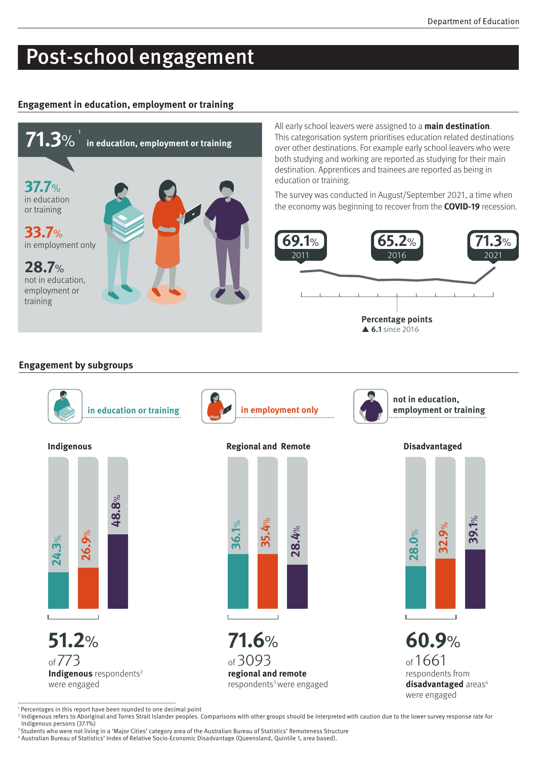// Post-school engagement

# Post-school engagement

## Engagement in education, employment or training

**71.3%**[1] **in education, employment or training**

**37.7%** in education or training

**33.7%** in employment only

**28.7%** not in education, employment or training

All early school leavers were assigned to a **main destination**. This categorisation system prioritises education related destinations over other destinations. For example early school leavers who were both studying and working are reported as studying for their main destination. Apprentices and trainees are reported as being in education or training.

The survey was conducted in August/September 2021, a time when the economy was beginning to recover from the **COVID-19** recession.

| Year | Engagement |
| --- | --- |
| 2011 | 69.1% |
| 2016 | 65.2% |
| 2021 | 71.3% |

**Percentage points**
▲ **6.1** since 2016

## Engagement by subgroups

| Subgroup | in education or training | in employment only | not in education, employment or training |
| --- | --- | --- | --- |
| Indigenous | 24.3% | 26.9% | 48.8% |
| Regional and Remote | 36.1% | 35.4% | 28.4% |
| Disadvantaged | 28.0% | 32.9% | 39.1% |

**51.2%** of 773 **Indigenous** respondents[2] were engaged

**71.6%** of 3093 **regional and remote** respondents[3] were engaged

**60.9%** of 1661 respondents from **disadvantaged** areas[4] were engaged

[1] Percentages in this report have been rounded to one decimal point
[2] Indigenous refers to Aboriginal and Torres Strait Islander peoples. Comparisons with other groups should be interpreted with caution due to the lower survey response rate for Indigenous persons (37.1%)
[3] Students who were not living in a 'Major Cities' category area of the Australian Bureau of Statistics' Remoteness Structure
[4] Australian Bureau of Statistics' Index of Relative Socio-Economic Disadvantage (Queensland, Quintile 1, area based).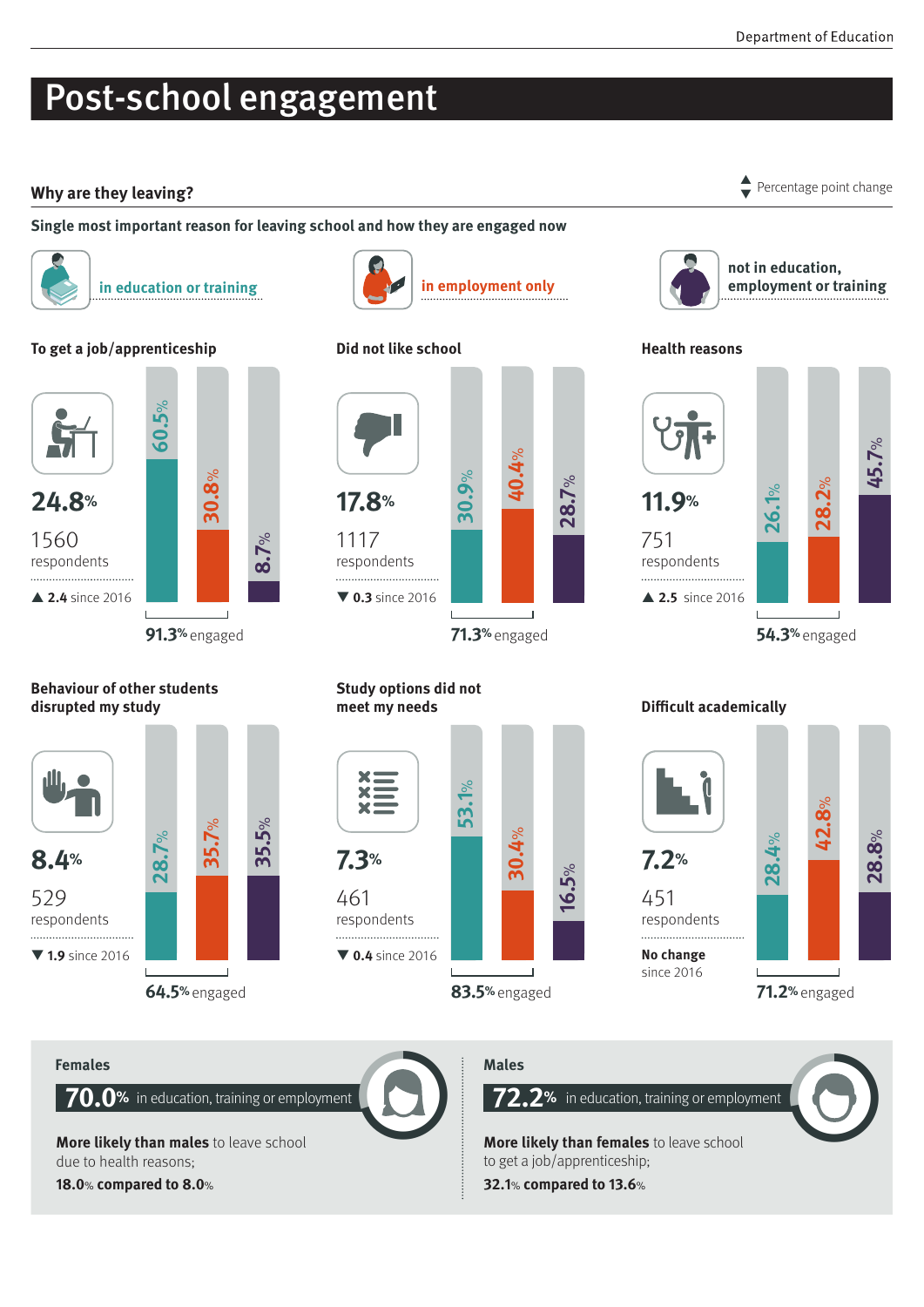# Post-school engagement

## Why are they leaving?

▲▼ Percentage point change

**Single most important reason for leaving school and how they are engaged now**

Legend: in education or training | in employment only | not in education, employment or training

| Reason | % | Respondents | Change since 2016 | In education or training | In employment only | Not in education, employment or training | Engaged |
|---|---|---|---|---|---|---|---|
| To get a job/apprenticeship | 24.8% | 1560 | ▲ 2.4 since 2016 | 60.5% | 30.8% | 8.7% | 91.3% engaged |
| Did not like school | 17.8% | 1117 | ▼ 0.3 since 2016 | 30.9% | 40.4% | 28.7% | 71.3% engaged |
| Health reasons | 11.9% | 751 | ▲ 2.5 since 2016 | 26.1% | 28.2% | 45.7% | 54.3% engaged |
| Behaviour of other students disrupted my study | 8.4% | 529 | ▼ 1.9 since 2016 | 28.7% | 35.7% | 35.5% | 64.5% engaged |
| Study options did not meet my needs | 7.3% | 461 | ▼ 0.4 since 2016 | 53.1% | 30.4% | 16.5% | 83.5% engaged |
| Difficult academically | 7.2% | 451 | No change since 2016 | 28.4% | 42.8% | 28.8% | 71.2% engaged |

**Females**

**70.0%** in education, training or employment

**More likely than males** to leave school due to health reasons;

**18.0% compared to 8.0%**

**Males**

**72.2%** in education, training or employment

**More likely than females** to leave school to get a job/apprenticeship;

**32.1% compared to 13.6%**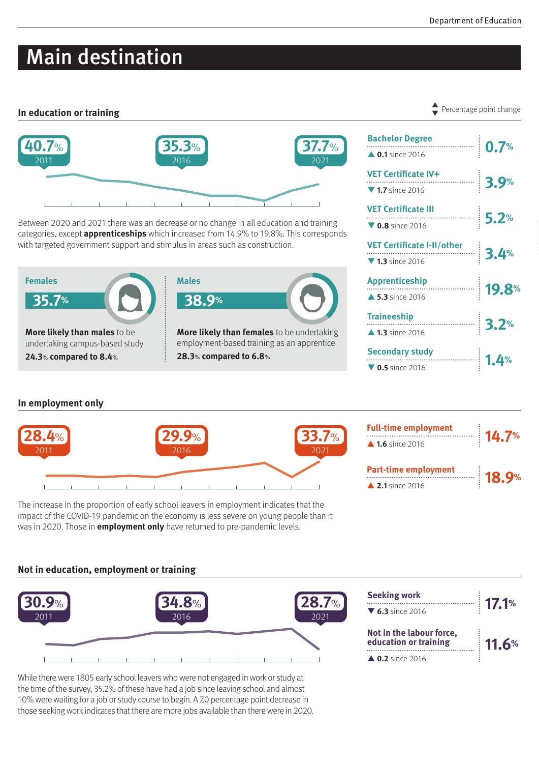# Main destination

## In education or training

▲▼ Percentage point change

40.7% 2011 | 35.3% 2016 | 37.7% 2021

Between 2020 and 2021 there was an decrease or no change in all education and training categories, except **apprenticeships** which increased from 14.9% to 19.8%. This corresponds with targeted government support and stimulus in areas such as construction.

**Females**

**35.7%**

**More likely than males** to be undertaking campus-based study
**24.3% compared to 8.4%**

**Males**

**38.9%**

**More likely than females** to be undertaking employment-based training as an apprentice
**28.3% compared to 6.8%**

| Category | Change | % |
|---|---|---|
| Bachelor Degree | ▲ 0.1 since 2016 | 0.7% |
| VET Certificate IV+ | ▼ 1.7 since 2016 | 3.9% |
| VET Certificate III | ▼ 0.8 since 2016 | 5.2% |
| VET Certificate I-II/other | ▼ 1.3 since 2016 | 3.4% |
| Apprenticeship | ▲ 5.3 since 2016 | 19.8% |
| Traineeship | ▲ 1.3 since 2016 | 3.2% |
| Secondary study | ▼ 0.5 since 2016 | 1.4% |

## In employment only

28.4% 2011 | 29.9% 2016 | 33.7% 2021

The increase in the proportion of early school leavers in employment indicates that the impact of the COVID-19 pandemic on the economy is less severe on young people than it was in 2020. Those in **employment only** have returned to pre-pandemic levels.

| Category | Change | % |
|---|---|---|
| Full-time employment | ▲ 1.6 since 2016 | 14.7% |
| Part-time employment | ▲ 2.1 since 2016 | 18.9% |

## Not in education, employment or training

30.9% 2011 | 34.8% 2016 | 28.7% 2021

While there were 1805 early school leavers who were not engaged in work or study at the time of the survey, 35.2% of these have had a job since leaving school and almost 10% were waiting for a job or study course to begin. A 7.0 percentage point decrease in those seeking work indicates that there are more jobs available than there were in 2020.

| Category | Change | % |
|---|---|---|
| Seeking work | ▼ 6.3 since 2016 | 17.1% |
| Not in the labour force, education or training | ▲ 0.2 since 2016 | 11.6% |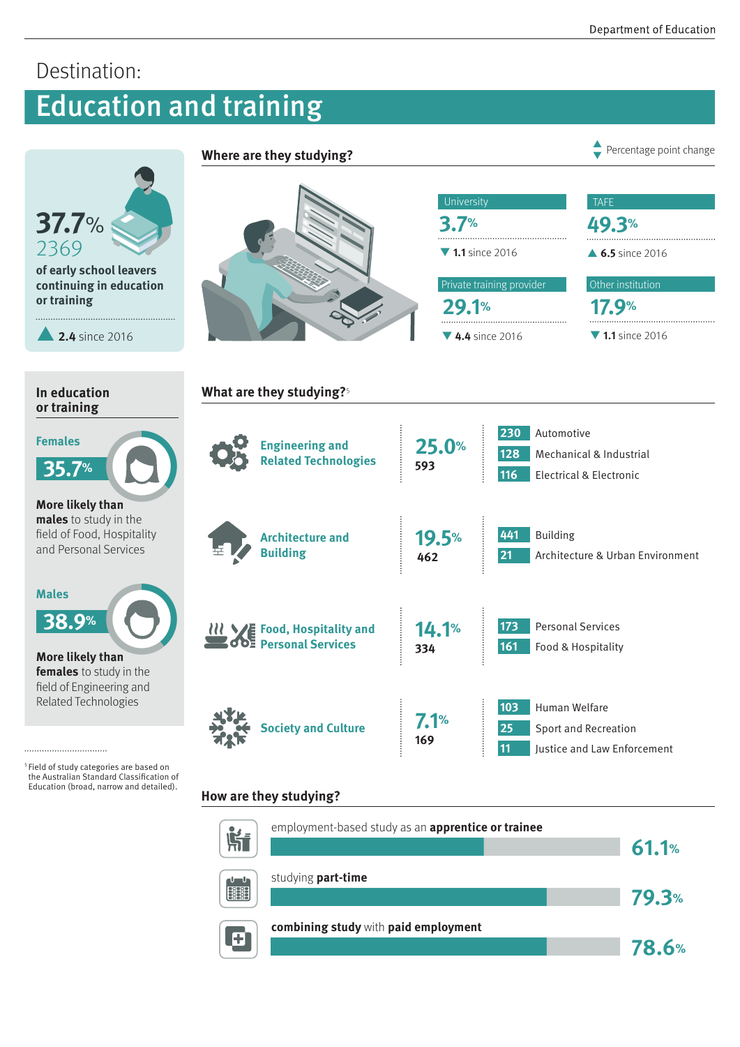Destination:

# Education and training

**37.7%**
2369
**of early school leavers continuing in education or training**

▲ **2.4** since 2016

## Where are they studying?

▲▼ Percentage point change

| University | TAFE |
|---|---|
| **3.7%** | **49.3%** |
| ▼ **1.1** since 2016 | ▲ **6.5** since 2016 |

| Private training provider | Other institution |
|---|---|
| **29.1%** | **17.9%** |
| ▼ **4.4** since 2016 | ▼ **1.1** since 2016 |

## In education or training

**Females**

**35.7%**

**More likely than males** to study in the field of Food, Hospitality and Personal Services

**Males**

**38.9%**

**More likely than females** to study in the field of Engineering and Related Technologies

## What are they studying?[5]

| Field | % | Number | Detailed |
|---|---|---|---|
| Engineering and Related Technologies | 25.0% | 593 | 230 Automotive; 128 Mechanical & Industrial; 116 Electrical & Electronic |
| Architecture and Building | 19.5% | 462 | 441 Building; 21 Architecture & Urban Environment |
| Food, Hospitality and Personal Services | 14.1% | 334 | 173 Personal Services; 161 Food & Hospitality |
| Society and Culture | 7.1% | 169 | 103 Human Welfare; 25 Sport and Recreation; 11 Justice and Law Enforcement |

## How are they studying?

- employment-based study as an **apprentice or trainee** — **61.1%**
- studying **part-time** — **79.3%**
- **combining study** with **paid employment** — **78.6%**

[5] Field of study categories are based on the Australian Standard Classification of Education (broad, narrow and detailed).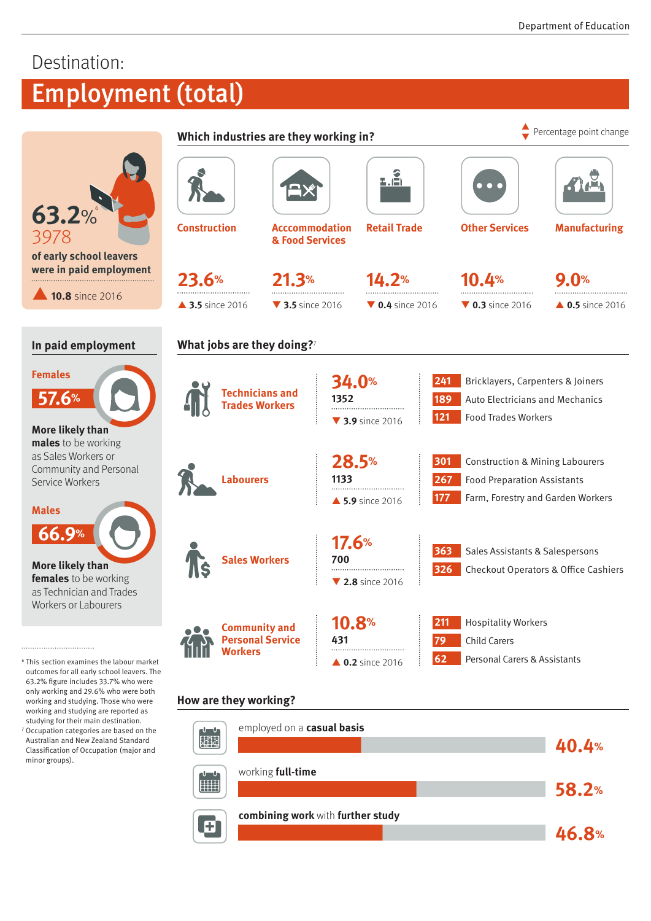# Destination:

## Employment (total)

**63.2%**[6]
3978
**of early school leavers were in paid employment**

▲ **10.8** since 2016

### Which industries are they working in?

▲▼ Percentage point change

| Industry | % | Change |
|---|---|---|
| Construction | 23.6% | ▲ 3.5 since 2016 |
| Acccommodation & Food Services | 21.3% | ▼ 3.5 since 2016 |
| Retail Trade | 14.2% | ▼ 0.4 since 2016 |
| Other Services | 10.4% | ▼ 0.3 since 2016 |
| Manufacturing | 9.0% | ▲ 0.5 since 2016 |

### In paid employment

**Females**
**57.6%**

**More likely than males** to be working as Sales Workers or Community and Personal Service Workers

**Males**
**66.9%**

**More likely than females** to be working as Technician and Trades Workers or Labourers

### What jobs are they doing?[7]

| Occupation | % | Number | Change | Top jobs |
|---|---|---|---|---|
| Technicians and Trades Workers | 34.0% | 1352 | ▼ 3.9 since 2016 | 241 Bricklayers, Carpenters & Joiners; 189 Auto Electricians and Mechanics; 121 Food Trades Workers |
| Labourers | 28.5% | 1133 | ▲ 5.9 since 2016 | 301 Construction & Mining Labourers; 267 Food Preparation Assistants; 177 Farm, Forestry and Garden Workers |
| Sales Workers | 17.6% | 700 | ▼ 2.8 since 2016 | 363 Sales Assistants & Salespersons; 326 Checkout Operators & Office Cashiers |
| Community and Personal Service Workers | 10.8% | 431 | ▲ 0.2 since 2016 | 211 Hospitality Workers; 79 Child Carers; 62 Personal Carers & Assistants |

### How are they working?

- employed on a **casual basis** — **40.4%**
- working **full-time** — **58.2%**
- **combining work** with **further study** — **46.8%**

---

[6] This section examines the labour market outcomes for all early school leavers. The 63.2% figure includes 33.7% who were only working and 29.6% who were both working and studying. Those who were working and studying are reported as studying for their main destination.

[7] Occupation categories are based on the Australian and New Zealand Standard Classification of Occupation (major and minor groups).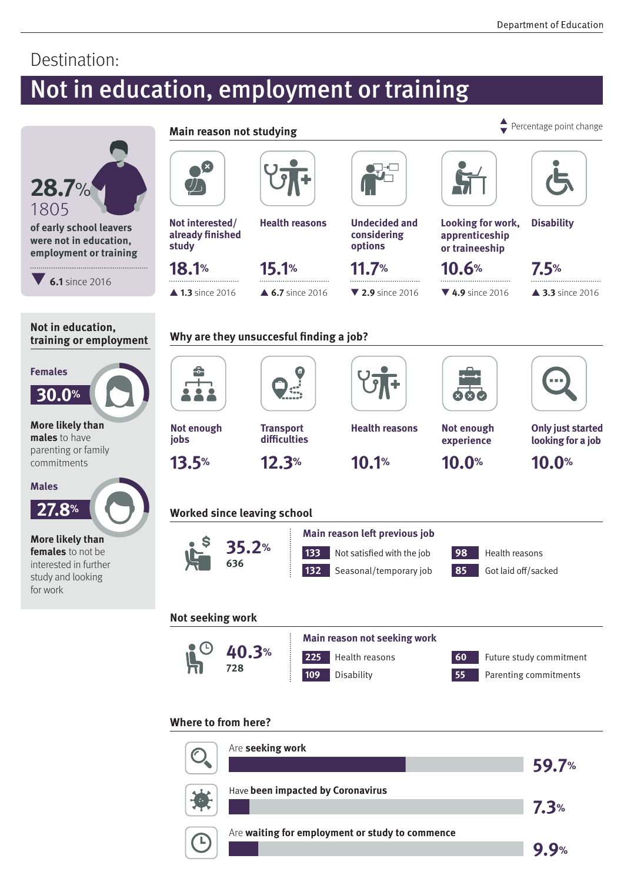Destination:

# Not in education, employment or training

**28.7%**
1805
**of early school leavers were not in education, employment or training**

▼ **6.1** since 2016

## Main reason not studying

▲▼ Percentage point change

**Not interested/ already finished study**
**18.1%**
▲ **1.3** since 2016

**Health reasons**
**15.1%**
▲ **6.7** since 2016

**Undecided and considering options**
**11.7%**
▼ **2.9** since 2016

**Looking for work, apprenticeship or traineeship**
**10.6%**
▼ **4.9** since 2016

**Disability**
**7.5%**
▲ **3.3** since 2016

## Not in education, training or employment

**Females**
**30.0%**
**More likely than males** to have parenting or family commitments

**Males**
**27.8%**
**More likely than females** to not be interested in further study and looking for work

## Why are they unsuccesful finding a job?

**Not enough jobs**
**13.5%**

**Transport difficulties**
**12.3%**

**Health reasons**
**10.1%**

**Not enough experience**
**10.0%**

**Only just started looking for a job**
**10.0%**

## Worked since leaving school

**35.2%**
636

**Main reason left previous job**

| | |
|---|---|
| 133 | Not satisfied with the job |
| 132 | Seasonal/temporary job |
| 98 | Health reasons |
| 85 | Got laid off/sacked |

## Not seeking work

**40.3%**
728

**Main reason not seeking work**

| | |
|---|---|
| 225 | Health reasons |
| 109 | Disability |
| 60 | Future study commitment |
| 55 | Parenting commitments |

## Where to from here?

Are **seeking work**
**59.7%**

Have **been impacted by Coronavirus**
**7.3%**

Are **waiting for employment or study to commence**
**9.9%**